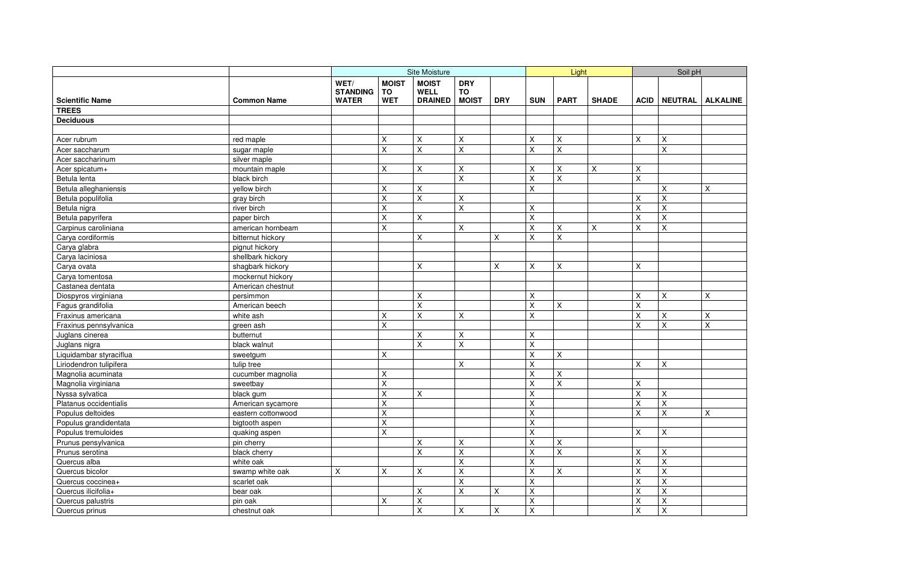| Scientific Name | Common Name | Site Moisture | | | | | Light | | | Soil pH | | |
|---|---|---|---|---|---|---|---|---|---|---|---|---|
| | | WET/ STANDING WATER | MOIST TO WET | MOIST WELL DRAINED | DRY TO MOIST | DRY | SUN | PART | SHADE | ACID | NEUTRAL | ALKALINE |
| **TREES** | | | | | | | | | | | | |
| **Deciduous** | | | | | | | | | | | | |
| | | | | | | | | | | | | |
| Acer rubrum | red maple | | X | X | X | | X | X | | X | X | |
| Acer saccharum | sugar maple | | X | X | X | | X | X | | | X | |
| Acer saccharinum | silver maple | | | | | | | | | | | |
| Acer spicatum+ | mountain maple | | X | X | X | | X | X | X | X | | |
| Betula lenta | black birch | | | | X | | X | X | | X | | |
| Betula alleghaniensis | yellow birch | | X | X | | | X | | | | X | X |
| Betula populifolia | gray birch | | X | X | X | | | | | X | X | |
| Betula nigra | river birch | | X | | X | | X | | | X | X | |
| Betula papyrifera | paper birch | | X | X | | | X | | | X | X | |
| Carpinus caroliniana | american hornbeam | | X | | X | | X | X | X | X | X | |
| Carya cordiformis | bitternut hickory | | | X | | X | X | X | | | | |
| Carya glabra | pignut hickory | | | | | | | | | | | |
| Carya laciniosa | shellbark hickory | | | | | | | | | | | |
| Carya ovata | shagbark hickory | | | X | | X | X | X | | X | | |
| Carya tomentosa | mockernut hickory | | | | | | | | | | | |
| Castanea dentata | American chestnut | | | | | | | | | | | |
| Diospyros virginiana | persimmon | | | X | | | X | | | X | X | X |
| Fagus grandifolia | American beech | | | X | | | X | X | | X | | |
| Fraxinus americana | white ash | | X | X | X | | X | | | X | X | X |
| Fraxinus pennsylvanica | green ash | | X | | | | | | | X | X | X |
| Juglans cinerea | butternut | | | X | X | | X | | | | | |
| Juglans nigra | black walnut | | | X | X | | X | | | | | |
| Liquidambar styraciflua | sweetgum | | X | | | | X | X | | | | |
| Liriodendron tulipifera | tulip tree | | | | X | | X | | | X | X | |
| Magnolia acuminata | cucumber magnolia | | X | | | | X | X | | | | |
| Magnolia virginiana | sweetbay | | X | | | | X | X | | X | | |
| Nyssa sylvatica | black gum | | X | X | | | X | | | X | X | |
| Platanus occidentialis | American sycamore | | X | | | | X | | | X | X | |
| Populus deltoides | eastern cottonwood | | X | | | | X | | | X | X | X |
| Populus grandidentata | bigtooth aspen | | X | | | | X | | | | | |
| Populus tremuloides | quaking aspen | | X | | | | X | | | X | X | |
| Prunus pensylvanica | pin cherry | | | X | X | | X | X | | | | |
| Prunus serotina | black cherry | | | X | X | | X | X | | X | X | |
| Quercus alba | white oak | | | | X | | X | | | X | X | |
| Quercus bicolor | swamp white oak | X | X | X | X | | X | X | | X | X | |
| Quercus coccinea+ | scarlet oak | | | | X | | X | | | X | X | |
| Quercus ilicifolia+ | bear oak | | | X | X | X | X | | | X | X | |
| Quercus palustris | pin oak | | X | X | | | X | | | X | X | |
| Quercus prinus | chestnut oak | | | X | X | X | X | | | X | X | |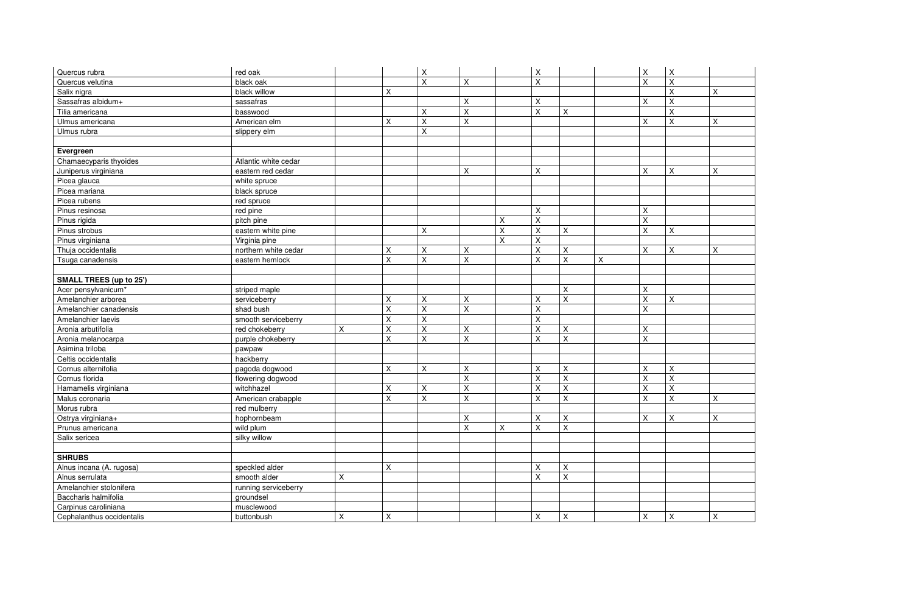| | | | | | | | | | | | | |
|---|---|---|---|---|---|---|---|---|---|---|---|---|
| Quercus rubra | red oak | | | X | | | X | | | X | X | |
| Quercus velutina | black oak | | | X | X | | X | | | X | X | |
| Salix nigra | black willow | | X | | | | | | | | X | X |
| Sassafras albidum+ | sassafras | | | | X | | X | | | X | X | |
| Tilia americana | basswood | | | X | X | | X | X | | | X | |
| Ulmus americana | American elm | | X | X | X | | | | | X | X | X |
| Ulmus rubra | slippery elm | | | X | | | | | | | | |
| | | | | | | | | | | | | |
| **Evergreen** | | | | | | | | | | | | |
| Chamaecyparis thyoides | Atlantic white cedar | | | | | | | | | | | |
| Juniperus virginiana | eastern red cedar | | | | X | | X | | | X | X | X |
| Picea glauca | white spruce | | | | | | | | | | | |
| Picea mariana | black spruce | | | | | | | | | | | |
| Picea rubens | red spruce | | | | | | | | | | | |
| Pinus resinosa | red pine | | | | | | X | | | X | | |
| Pinus rigida | pitch pine | | | | | X | X | | | X | | |
| Pinus strobus | eastern white pine | | | X | | X | X | X | | X | X | |
| Pinus virginiana | Virginia pine | | | | | X | X | | | | | |
| Thuja occidentalis | northern white cedar | | X | X | X | | X | X | | X | X | X |
| Tsuga canadensis | eastern hemlock | | X | X | X | | X | X | X | | | |
| | | | | | | | | | | | | |
| **SMALL TREES (up to 25')** | | | | | | | | | | | | |
| Acer pensylvanicum* | striped maple | | | | | | | X | | X | | |
| Amelanchier arborea | serviceberry | | X | X | X | | X | X | | X | X | |
| Amelanchier canadensis | shad bush | | X | X | X | | X | | | X | | |
| Amelanchier laevis | smooth serviceberry | | X | X | | | X | | | | | |
| Aronia arbutifolia | red chokeberry | X | X | X | X | | X | X | | X | | |
| Aronia melanocarpa | purple chokeberry | | X | X | X | | X | X | | X | | |
| Asimina triloba | pawpaw | | | | | | | | | | | |
| Celtis occidentalis | hackberry | | | | | | | | | | | |
| Cornus alternifolia | pagoda dogwood | | X | X | X | | X | X | | X | X | |
| Cornus florida | flowering dogwood | | | | X | | X | X | | X | X | |
| Hamamelis virginiana | witchhazel | | X | X | X | | X | X | | X | X | |
| Malus coronaria | American crabapple | | X | X | X | | X | X | | X | X | X |
| Morus rubra | red mulberry | | | | | | | | | | | |
| Ostrya virginiana+ | hophornbeam | | | | X | | X | X | | X | X | X |
| Prunus americana | wild plum | | | | X | X | X | X | | | | |
| Salix sericea | silky willow | | | | | | | | | | | |
| | | | | | | | | | | | | |
| **SHRUBS** | | | | | | | | | | | | |
| Alnus incana (A. rugosa) | speckled alder | | X | | | | X | X | | | | |
| Alnus serrulata | smooth alder | X | | | | | X | X | | | | |
| Amelanchier stolonifera | running serviceberry | | | | | | | | | | | |
| Baccharis halmifolia | groundsel | | | | | | | | | | | |
| Carpinus caroliniana | musclewood | | | | | | | | | | | |
| Cephalanthus occidentalis | buttonbush | X | X | | | | X | X | | X | X | X |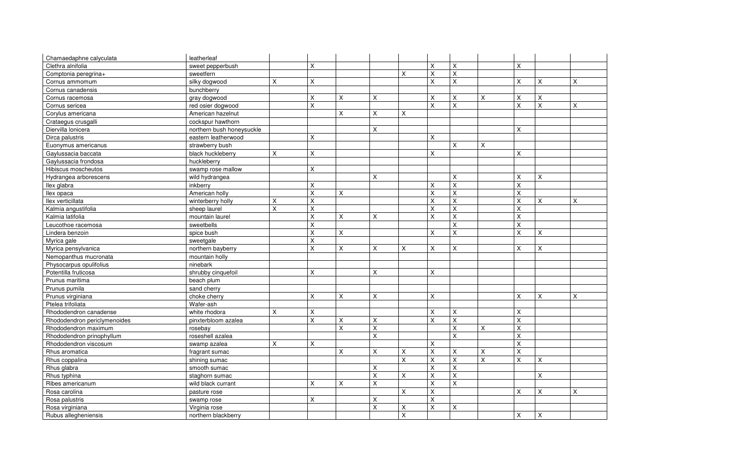| | | | | | | | | | | | | |
|---|---|---|---|---|---|---|---|---|---|---|---|---|
| Chamaedaphne calyculata | leatherleaf | | | | | | | | | | | |
| Clethra alnifolia | sweet pepperbush | | X | | | | X | X | | X | | |
| Comptonia peregrina+ | sweetfern | | | | | X | X | X | | | | |
| Cornus ammomum | silky dogwood | X | X | | | | X | X | | X | X | X |
| Cornus canadensis | bunchberry | | | | | | | | | | | |
| Cornus racemosa | gray dogwood | | X | X | X | | X | X | X | X | X | |
| Cornus sericea | red osier dogwood | | X | | | | X | X | | X | X | X |
| Corylus americana | American hazelnut | | | X | X | X | | | | | | |
| Crataegus crusgalli | cockspur hawthorn | | | | | | | | | | | |
| Diervilla lonicera | northern bush honeysuckle | | | | X | | | | | X | | |
| Dirca palustris | eastern leatherwood | | X | | | | X | | | | | |
| Euonymus americanus | strawberry bush | | | | | | | X | X | | | |
| Gaylussacia baccata | black huckleberry | X | X | | | | X | | | X | | |
| Gaylussacia frondosa | huckleberry | | | | | | | | | | | |
| Hibiscus moscheutos | swamp rose mallow | | X | | | | | | | | | |
| Hydrangea arborescens | wild hydrangea | | | | X | | | X | | X | X | |
| Ilex glabra | inkberry | | X | | | | X | X | | X | | |
| Ilex opaca | American holly | | X | X | | | X | X | | X | | |
| Ilex verticillata | winterberry holly | X | X | | | | X | X | | X | X | X |
| Kalmia angustifolia | sheep laurel | X | X | | | | X | X | | X | | |
| Kalmia latifolia | mountain laurel | | X | X | X | | X | X | | X | | |
| Leucothoe racemosa | sweetbells | | X | | | | | X | | X | | |
| Lindera benzoin | spice bush | | X | X | | | X | X | | X | X | |
| Myrica gale | sweetgale | | X | | | | | | | | | |
| Myrica pensylvanica | northern bayberry | | X | X | X | X | X | X | | X | X | |
| Nemopanthus mucronata | mountain holly | | | | | | | | | | | |
| Physocarpus opulifolius | ninebark | | | | | | | | | | | |
| Potentilla fruticosa | shrubby cinquefoil | | X | | X | | X | | | | | |
| Prunus maritima | beach plum | | | | | | | | | | | |
| Prunus pumila | sand cherry | | | | | | | | | | | |
| Prunus virginiana | choke cherry | | X | X | X | | X | | | X | X | X |
| Ptelea trifoliata | Wafer-ash | | | | | | | | | | | |
| Rhododendron canadense | white rhodora | X | X | | | | X | X | | X | | |
| Rhododendron periclymenoides | pinxterbloom azalea | | X | X | X | | X | X | | X | | |
| Rhododendron maximum | rosebay | | | X | X | | | X | X | X | | |
| Rhododendron prinophyllum | roseshell azalea | | | | X | | | X | | X | | |
| Rhododendron viscosum | swamp azalea | X | X | | | | X | | | X | | |
| Rhus aromatica | fragrant sumac | | | X | X | X | X | X | X | X | | |
| Rhus coppalina | shining sumac | | | | | X | X | X | X | X | X | |
| Rhus glabra | smooth sumac | | | | X | | X | X | | | | |
| Rhus typhina | staghorn sumac | | | | X | X | X | X | | | X | |
| Ribes americanum | wild black currant | | X | X | X | | X | X | | | | |
| Rosa carolina | pasture rose | | | | | X | X | | | X | X | X |
| Rosa palustris | swamp rose | | X | | X | | X | | | | | |
| Rosa virginiana | Virginia rose | | | | X | X | X | X | | | | |
| Rubus allegheniensis | northern blackberry | | | | | X | | | | X | X | |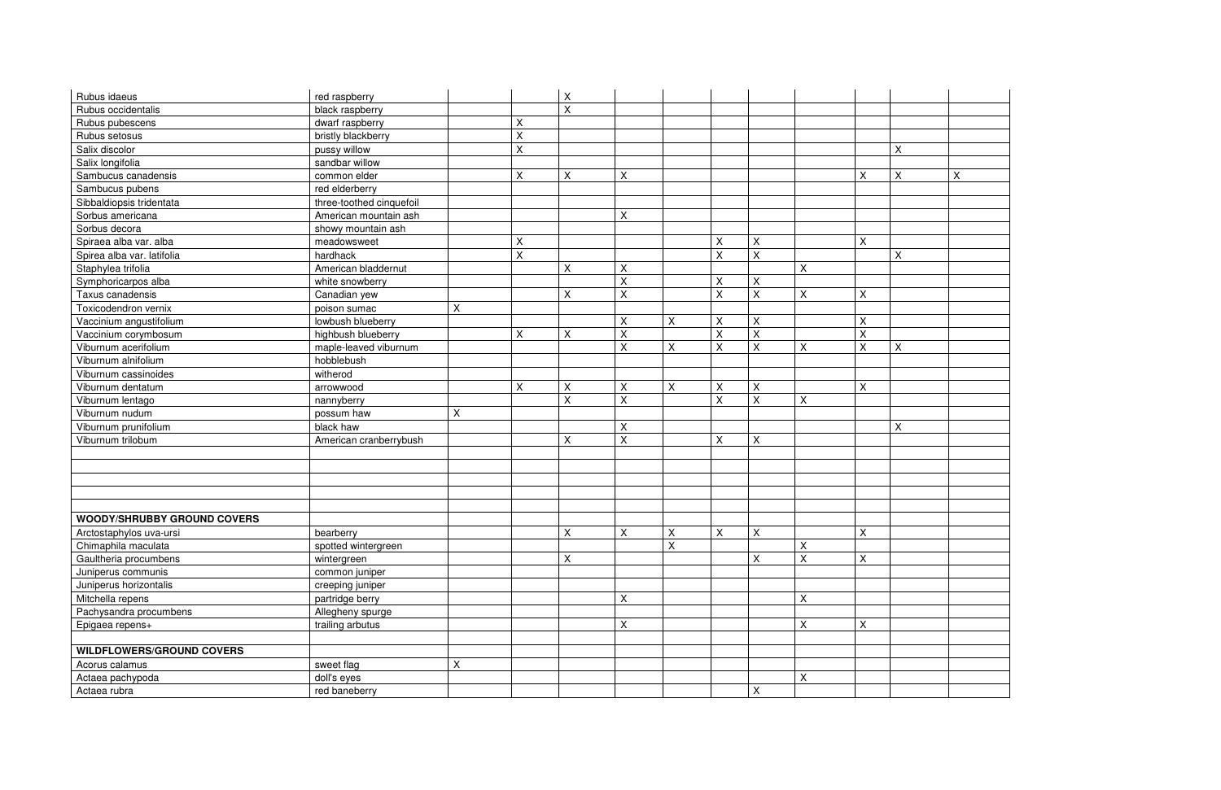| | | | | | | | | | | | | |
|---|---|---|---|---|---|---|---|---|---|---|---|---|
| Rubus idaeus | red raspberry | | | X | | | | | | | | |
| Rubus occidentalis | black raspberry | | | X | | | | | | | | |
| Rubus pubescens | dwarf raspberry | | X | | | | | | | | | |
| Rubus setosus | bristly blackberry | | X | | | | | | | | | |
| Salix discolor | pussy willow | | X | | | | | | | | X | |
| Salix longifolia | sandbar willow | | | | | | | | | | | |
| Sambucus canadensis | common elder | | X | X | X | | | | | X | X | X |
| Sambucus pubens | red elderberry | | | | | | | | | | | |
| Sibbaldiopsis tridentata | three-toothed cinquefoil | | | | | | | | | | | |
| Sorbus americana | American mountain ash | | | | X | | | | | | | |
| Sorbus decora | showy mountain ash | | | | | | | | | | | |
| Spiraea alba var. alba | meadowsweet | | X | | | | X | X | | X | | |
| Spirea alba var. latifolia | hardhack | | X | | | | X | X | | | X | |
| Staphylea trifolia | American bladdernut | | | X | X | | | | X | | | |
| Symphoricarpos alba | white snowberry | | | | X | | X | X | | | | |
| Taxus canadensis | Canadian yew | | | X | X | | X | X | X | X | | |
| Toxicodendron vernix | poison sumac | X | | | | | | | | | | |
| Vaccinium angustifolium | lowbush blueberry | | | | X | X | X | X | | X | | |
| Vaccinium corymbosum | highbush blueberry | | X | X | X | | X | X | | X | | |
| Viburnum acerifolium | maple-leaved viburnum | | | | X | X | X | X | X | X | X | |
| Viburnum alnifolium | hobblebush | | | | | | | | | | | |
| Viburnum cassinoides | witherod | | | | | | | | | | | |
| Viburnum dentatum | arrowwood | | X | X | X | X | X | X | | X | | |
| Viburnum lentago | nannyberry | | | X | X | | X | X | X | | | |
| Viburnum nudum | possum haw | X | | | | | | | | | | |
| Viburnum prunifolium | black haw | | | | X | | | | | | X | |
| Viburnum trilobum | American cranberrybush | | | X | X | | X | X | | | | |
| | | | | | | | | | | | | |
| | | | | | | | | | | | | |
| | | | | | | | | | | | | |
| | | | | | | | | | | | | |
| | | | | | | | | | | | | |
| **WOODY/SHRUBBY GROUND COVERS** | | | | | | | | | | | | |
| Arctostaphylos uva-ursi | bearberry | | | X | X | X | X | X | | X | | |
| Chimaphila maculata | spotted wintergreen | | | | | X | | | X | | | |
| Gaultheria procumbens | wintergreen | | | X | | | | X | X | X | | |
| Juniperus communis | common juniper | | | | | | | | | | | |
| Juniperus horizontalis | creeping juniper | | | | | | | | | | | |
| Mitchella repens | partridge berry | | | | X | | | | X | | | |
| Pachysandra procumbens | Allegheny spurge | | | | | | | | | | | |
| Epigaea repens+ | trailing arbutus | | | | X | | | | X | X | | |
| | | | | | | | | | | | | |
| **WILDFLOWERS/GROUND COVERS** | | | | | | | | | | | | |
| Acorus calamus | sweet flag | X | | | | | | | | | | |
| Actaea pachypoda | doll's eyes | | | | | | | | X | | | |
| Actaea rubra | red baneberry | | | | | | | X | | | | |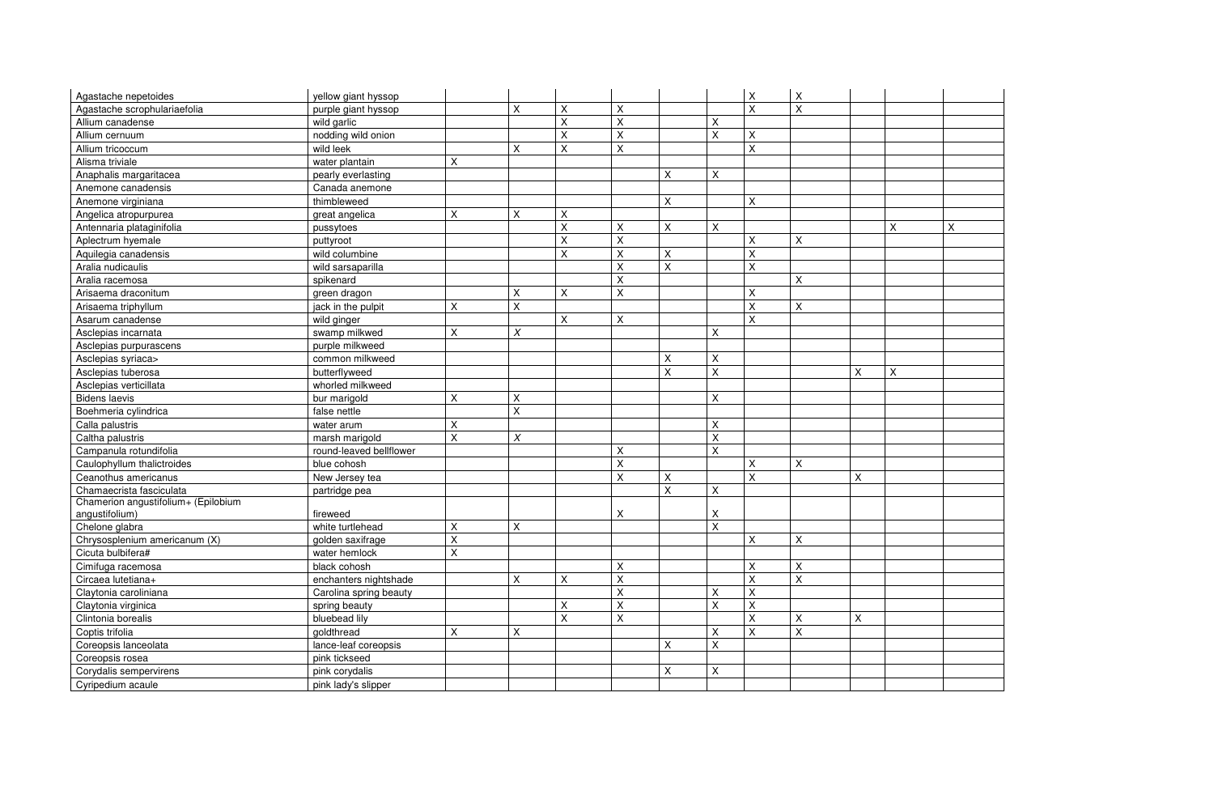| | | | | | | | | | | | | |
|---|---|---|---|---|---|---|---|---|---|---|---|---|
| Agastache nepetoides | yellow giant hyssop | | | | | | | X | X | | | |
| Agastache scrophulariaefolia | purple giant hyssop | | X | X | X | | | X | X | | | |
| Allium canadense | wild garlic | | | X | X | | X | | | | | |
| Allium cernuum | nodding wild onion | | | X | X | | X | X | | | | |
| Allium tricoccum | wild leek | | X | X | X | | | X | | | | |
| Alisma triviale | water plantain | X | | | | | | | | | | |
| Anaphalis margaritacea | pearly everlasting | | | | | X | X | | | | | |
| Anemone canadensis | Canada anemone | | | | | | | | | | | |
| Anemone virginiana | thimbleweed | | | | | X | | X | | | | |
| Angelica atropurpurea | great angelica | X | X | X | | | | | | | | |
| Antennaria plataginifolia | pussytoes | | | X | X | X | X | | | | X | X |
| Aplectrum hyemale | puttyroot | | | X | X | | | X | X | | | |
| Aquilegia canadensis | wild columbine | | | X | X | X | | X | | | | |
| Aralia nudicaulis | wild sarsaparilla | | | | X | X | | X | | | | |
| Aralia racemosa | spikenard | | | | X | | | | X | | | |
| Arisaema draconitum | green dragon | | X | X | X | | | X | | | | |
| Arisaema triphyllum | jack in the pulpit | X | X | | | | | X | X | | | |
| Asarum canadense | wild ginger | | | X | X | | | X | | | | |
| Asclepias incarnata | swamp milkwed | X | *X* | | | | X | | | | | |
| Asclepias purpurascens | purple milkweed | | | | | | | | | | | |
| Asclepias syriaca> | common milkweed | | | | | X | X | | | | | |
| Asclepias tuberosa | butterflyweed | | | | | X | X | | | X | X | |
| Asclepias verticillata | whorled milkweed | | | | | | | | | | | |
| Bidens laevis | bur marigold | X | X | | | | X | | | | | |
| Boehmeria cylindrica | false nettle | | X | | | | | | | | | |
| Calla palustris | water arum | X | | | | | X | | | | | |
| Caltha palustris | marsh marigold | X | *X* | | | | X | | | | | |
| Campanula rotundifolia | round-leaved bellflower | | | | X | | X | | | | | |
| Caulophyllum thalictroides | blue cohosh | | | | X | | | X | X | | | |
| Ceanothus americanus | New Jersey tea | | | | X | X | | X | | X | | |
| Chamaecrista fasciculata | partridge pea | | | | | X | X | | | | | |
| Chamerion angustifolium+ (Epilobium angustifolium) | fireweed | | | | X | | X | | | | | |
| Chelone glabra | white turtlehead | X | X | | | | X | | | | | |
| Chrysosplenium americanum (X) | golden saxifrage | X | | | | | | X | X | | | |
| Cicuta bulbifera# | water hemlock | X | | | | | | | | | | |
| Cimifuga racemosa | black cohosh | | | | X | | | X | X | | | |
| Circaea lutetiana+ | enchanters nightshade | | X | X | X | | | X | X | | | |
| Claytonia caroliniana | Carolina spring beauty | | | | X | | X | X | | | | |
| Claytonia virginica | spring beauty | | | X | X | | X | X | | | | |
| Clintonia borealis | bluebead lily | | | X | X | | | X | X | X | | |
| Coptis trifolia | goldthread | X | X | | | | X | X | X | | | |
| Coreopsis lanceolata | lance-leaf coreopsis | | | | | X | X | | | | | |
| Coreopsis rosea | pink tickseed | | | | | | | | | | | |
| Corydalis sempervirens | pink corydalis | | | | | X | X | | | | | |
| Cyripedium acaule | pink lady's slipper | | | | | | | | | | | |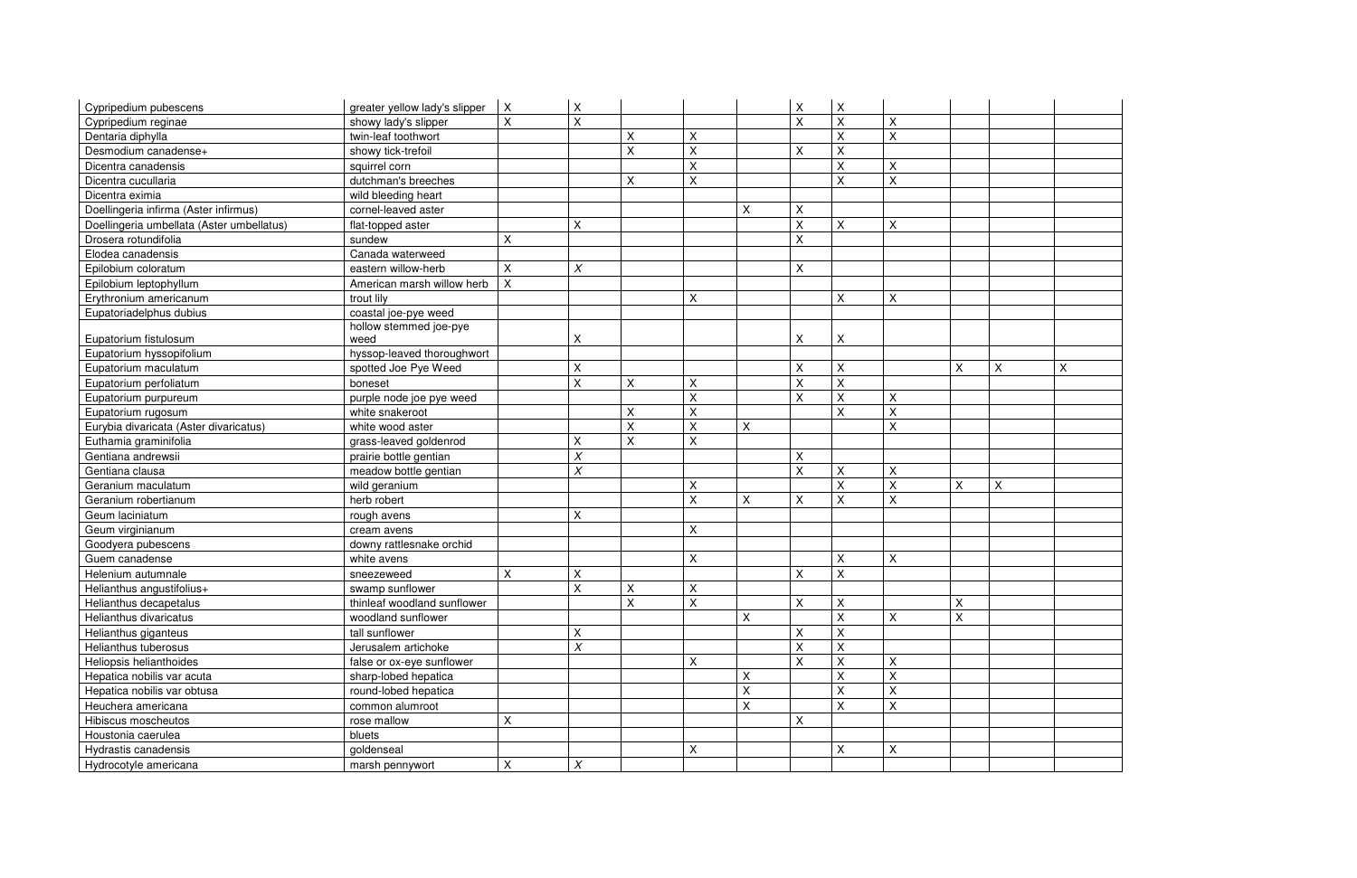| | | | | | | | | | | | | |
|---|---|---|---|---|---|---|---|---|---|---|---|---|
| Cypripedium pubescens | greater yellow lady's slipper | X | X | | | | X | X | | | | |
| Cypripedium reginae | showy lady's slipper | X | X | | | | X | X | X | | | |
| Dentaria diphylla | twin-leaf toothwort | | | X | X | | | X | X | | | |
| Desmodium canadense+ | showy tick-trefoil | | | X | X | | X | X | | | | |
| Dicentra canadensis | squirrel corn | | | | X | | | X | X | | | |
| Dicentra cucullaria | dutchman's breeches | | | X | X | | | X | X | | | |
| Dicentra eximia | wild bleeding heart | | | | | | | | | | | |
| Doellingeria infirma (Aster infirmus) | cornel-leaved aster | | | | | X | X | | | | | |
| Doellingeria umbellata (Aster umbellatus) | flat-topped aster | | X | | | | X | X | X | | | |
| Drosera rotundifolia | sundew | X | | | | | X | | | | | |
| Elodea canadensis | Canada waterweed | | | | | | | | | | | |
| Epilobium coloratum | eastern willow-herb | X | *X* | | | | X | | | | | |
| Epilobium leptophyllum | American marsh willow herb | X | | | | | | | | | | |
| Erythronium americanum | trout lily | | | | X | | | X | X | | | |
| Eupatoriadelphus dubius | coastal joe-pye weed | | | | | | | | | | | |
| Eupatorium fistulosum | hollow stemmed joe-pye weed | | X | | | | X | X | | | | |
| Eupatorium hyssopifolium | hyssop-leaved thoroughwort | | | | | | | | | | | |
| Eupatorium maculatum | spotted Joe Pye Weed | | X | | | | X | X | | X | X | X |
| Eupatorium perfoliatum | boneset | | X | X | X | | X | X | | | | |
| Eupatorium purpureum | purple node joe pye weed | | | | X | | X | X | X | | | |
| Eupatorium rugosum | white snakeroot | | | X | X | | | X | X | | | |
| Eurybia divaricata (Aster divaricatus) | white wood aster | | | X | X | X | | | X | | | |
| Euthamia graminifolia | grass-leaved goldenrod | | X | X | X | | | | | | | |
| Gentiana andrewsii | prairie bottle gentian | | *X* | | | | X | | | | | |
| Gentiana clausa | meadow bottle gentian | | *X* | | | | X | X | X | | | |
| Geranium maculatum | wild geranium | | | | X | | | X | X | X | X | |
| Geranium robertianum | herb robert | | | | X | X | X | X | X | | | |
| Geum laciniatum | rough avens | | X | | | | | | | | | |
| Geum virginianum | cream avens | | | | X | | | | | | | |
| Goodyera pubescens | downy rattlesnake orchid | | | | | | | | | | | |
| Guem canadense | white avens | | | | X | | | X | X | | | |
| Helenium autumnale | sneezeweed | X | X | | | | X | X | | | | |
| Helianthus angustifolius+ | swamp sunflower | | X | X | X | | | | | | | |
| Helianthus decapetalus | thinleaf woodland sunflower | | | X | X | | X | X | | X | | |
| Helianthus divaricatus | woodland sunflower | | | | | X | | X | X | X | | |
| Helianthus giganteus | tall sunflower | | X | | | | X | X | | | | |
| Helianthus tuberosus | Jerusalem artichoke | | *X* | | | | X | X | | | | |
| Heliopsis helianthoides | false or ox-eye sunflower | | | | X | | X | X | X | | | |
| Hepatica nobilis var acuta | sharp-lobed hepatica | | | | | X | | X | X | | | |
| Hepatica nobilis var obtusa | round-lobed hepatica | | | | | X | | X | X | | | |
| Heuchera americana | common alumroot | | | | | X | | X | X | | | |
| Hibiscus moscheutos | rose mallow | X | | | | | X | | | | | |
| Houstonia caerulea | bluets | | | | | | | | | | | |
| Hydrastis canadensis | goldenseal | | | | X | | | X | X | | | |
| Hydrocotyle americana | marsh pennywort | X | *X* | | | | | | | | | |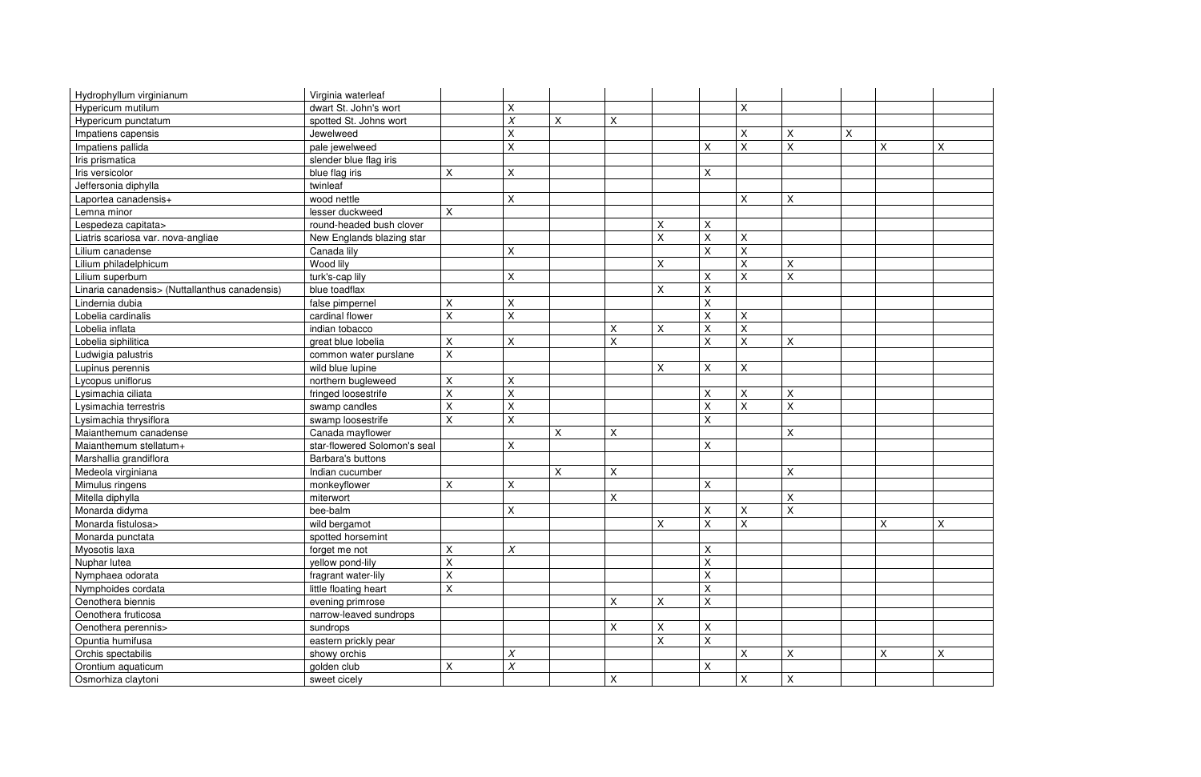| | | | | | | | | | | | | |
|---|---|---|---|---|---|---|---|---|---|---|---|---|
| Hydrophyllum virginianum | Virginia waterleaf | | | | | | | | | | | |
| Hypericum mutilum | dwart St. John's wort | | X | | | | | X | | | | |
| Hypericum punctatum | spotted St. Johns wort | | *X* | X | X | | | | | | | |
| Impatiens capensis | Jewelweed | | X | | | | | X | X | X | | |
| Impatiens pallida | pale jewelweed | | X | | | | X | X | X | | X | X |
| Iris prismatica | slender blue flag iris | | | | | | | | | | | |
| Iris versicolor | blue flag iris | X | X | | | | X | | | | | |
| Jeffersonia diphylla | twinleaf | | | | | | | | | | | |
| Laportea canadensis+ | wood nettle | | X | | | | | X | X | | | |
| Lemna minor | lesser duckweed | X | | | | | | | | | | |
| Lespedeza capitata> | round-headed bush clover | | | | | X | X | | | | | |
| Liatris scariosa var. nova-angliae | New Englands blazing star | | | | | X | X | X | | | | |
| Lilium canadense | Canada lily | | X | | | | X | X | | | | |
| Lilium philadelphicum | Wood lily | | | | | X | | X | X | | | |
| Lilium superbum | turk's-cap lily | | X | | | | X | X | X | | | |
| Linaria canadensis> (Nuttallanthus canadensis) | blue toadflax | | | | | X | X | | | | | |
| Lindernia dubia | false pimpernel | X | X | | | | X | | | | | |
| Lobelia cardinalis | cardinal flower | X | X | | | | X | X | | | | |
| Lobelia inflata | indian tobacco | | | | X | X | X | X | | | | |
| Lobelia siphilitica | great blue lobelia | X | X | | X | | X | X | X | | | |
| Ludwigia palustris | common water purslane | X | | | | | | | | | | |
| Lupinus perennis | wild blue lupine | | | | | X | X | X | | | | |
| Lycopus uniflorus | northern bugleweed | X | X | | | | | | | | | |
| Lysimachia ciliata | fringed loosestrife | X | X | | | | X | X | X | | | |
| Lysimachia terrestris | swamp candles | X | X | | | | X | X | X | | | |
| Lysimachia thyrsiflora | swamp loosestrife | X | X | | | | X | | | | | |
| Maianthemum canadense | Canada mayflower | | | X | X | | | | X | | | |
| Maianthemum stellatum+ | star-flowered Solomon's seal | | X | | | | X | | | | | |
| Marshallia grandiflora | Barbara's buttons | | | | | | | | | | | |
| Medeola virginiana | Indian cucumber | | | X | X | | | | X | | | |
| Mimulus ringens | monkeyflower | X | X | | | | X | | | | | |
| Mitella diphylla | miterwort | | | | X | | | | X | | | |
| Monarda didyma | bee-balm | | X | | | | X | X | X | | | |
| Monarda fistulosa> | wild bergamot | | | | | X | X | X | | | X | X |
| Monarda punctata | spotted horsemint | | | | | | | | | | | |
| Myosotis laxa | forget me not | X | *X* | | | | X | | | | | |
| Nuphar lutea | yellow pond-lily | X | | | | | X | | | | | |
| Nymphaea odorata | fragrant water-lily | X | | | | | X | | | | | |
| Nymphoides cordata | little floating heart | X | | | | | X | | | | | |
| Oenothera biennis | evening primrose | | | | X | X | X | | | | | |
| Oenothera fruticosa | narrow-leaved sundrops | | | | | | | | | | | |
| Oenothera perennis> | sundrops | | | | X | X | X | | | | | |
| Opuntia humifusa | eastern prickly pear | | | | | X | X | | | | | |
| Orchis spectabilis | showy orchis | | *X* | | | | | X | X | | X | X |
| Orontium aquaticum | golden club | X | *X* | | | | X | | | | | |
| Osmorhiza claytoni | sweet cicely | | | | X | | | X | X | | | |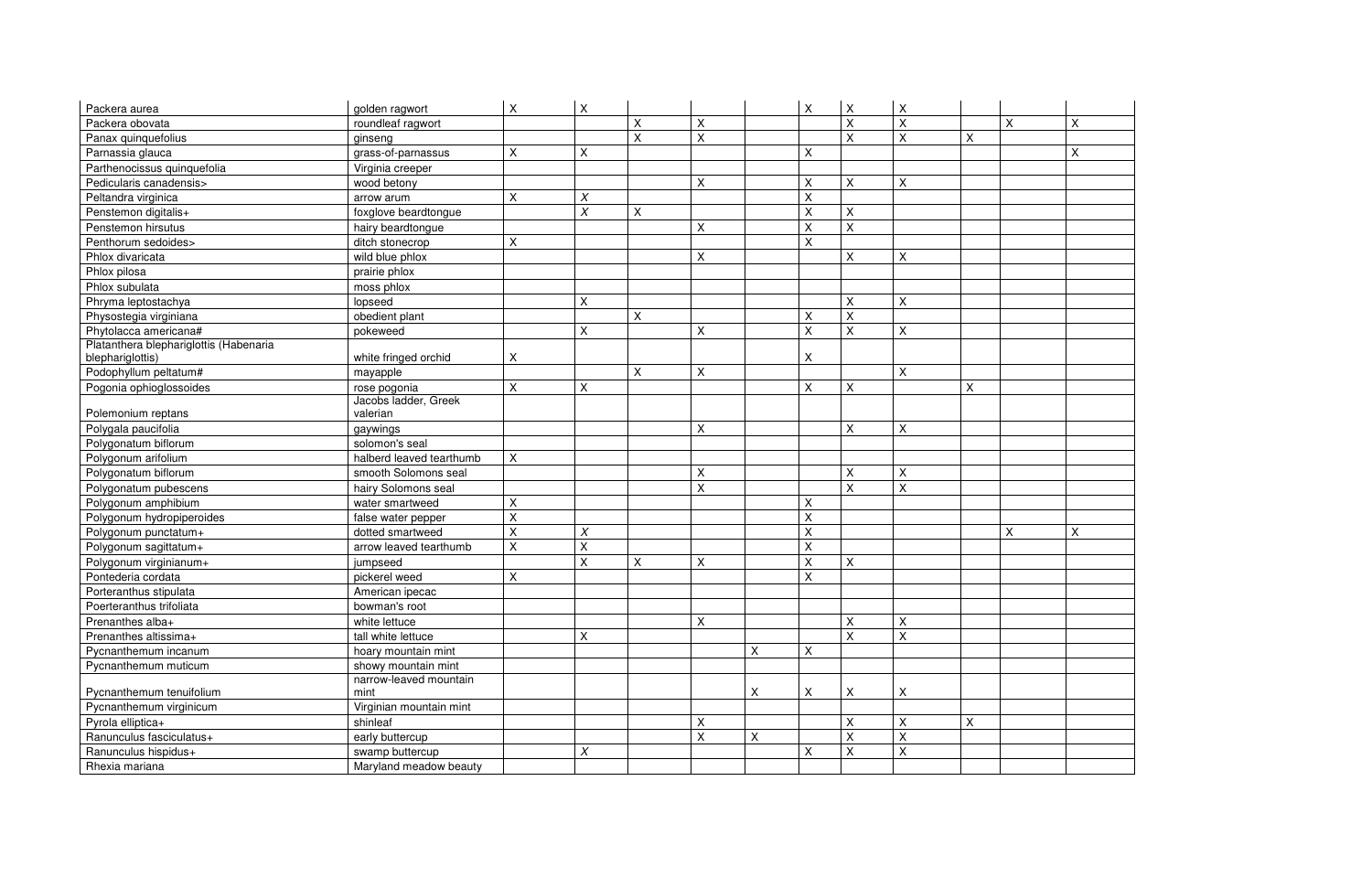| | | | | | | | | | | | | |
|---|---|---|---|---|---|---|---|---|---|---|---|---|
| Packera aurea | golden ragwort | X | X | | | | X | X | X | | | |
| Packera obovata | roundleaf ragwort | | | X | X | | | X | X | | X | X |
| Panax quinquefolius | ginseng | | | X | X | | | X | X | X | | |
| Parnassia glauca | grass-of-parnassus | X | X | | | | X | | | | | X |
| Parthenocissus quinquefolia | Virginia creeper | | | | | | | | | | | |
| Pedicularis canadensis> | wood betony | | | | X | | X | X | X | | | |
| Peltandra virginica | arrow arum | X | *X* | | | | X | | | | | |
| Penstemon digitalis+ | foxglove beardtongue | | *X* | X | | | X | X | | | | |
| Penstemon hirsutus | hairy beardtongue | | | | X | | X | X | | | | |
| Penthorum sedoides> | ditch stonecrop | X | | | | | X | | | | | |
| Phlox divaricata | wild blue phlox | | | | X | | | X | X | | | |
| Phlox pilosa | prairie phlox | | | | | | | | | | | |
| Phlox subulata | moss phlox | | | | | | | | | | | |
| Phryma leptostachya | lopseed | | X | | | | | X | X | | | |
| Physostegia virginiana | obedient plant | | | X | | | X | X | | | | |
| Phytolacca americana# | pokeweed | | X | | X | | X | X | X | | | |
| Platanthera blephariglottis (Habenaria blephariglottis) | white fringed orchid | X | | | | | X | | | | | |
| Podophyllum peltatum# | mayapple | | | X | X | | | | X | | | |
| Pogonia ophioglossoides | rose pogonia | X | X | | | | X | X | | X | | |
| Polemonium reptans | Jacobs ladder, Greek valerian | | | | | | | | | | | |
| Polygala paucifolia | gaywings | | | | X | | | X | X | | | |
| Polygonatum biflorum | solomon's seal | | | | | | | | | | | |
| Polygonum arifolium | halberd leaved tearthumb | X | | | | | | | | | | |
| Polygonatum biflorum | smooth Solomons seal | | | | X | | | X | X | | | |
| Polygonatum pubescens | hairy Solomons seal | | | | X | | | X | X | | | |
| Polygonum amphibium | water smartweed | X | | | | | X | | | | | |
| Polygonum hydropiperoides | false water pepper | X | | | | | X | | | | | |
| Polygonum punctatum+ | dotted smartweed | X | *X* | | | | X | | | | X | X |
| Polygonum sagittatum+ | arrow leaved tearthumb | X | X | | | | X | | | | | |
| Polygonum virginianum+ | jumpseed | | X | X | X | | X | X | | | | |
| Pontederia cordata | pickerel weed | X | | | | | X | | | | | |
| Porteranthus stipulata | American ipecac | | | | | | | | | | | |
| Poerteranthus trifoliata | bowman's root | | | | | | | | | | | |
| Prenanthes alba+ | white lettuce | | | | X | | | X | X | | | |
| Prenanthes altissima+ | tall white lettuce | | X | | | | | X | X | | | |
| Pycnanthemum incanum | hoary mountain mint | | | | | X | X | | | | | |
| Pycnanthemum muticum | showy mountain mint | | | | | | | | | | | |
| Pycnanthemum tenuifolium | narrow-leaved mountain mint | | | | | X | X | X | X | | | |
| Pycnanthemum virginicum | Virginian mountain mint | | | | | | | | | | | |
| Pyrola elliptica+ | shinleaf | | | | X | | | X | X | X | | |
| Ranunculus fasciculatus+ | early buttercup | | | | X | X | | X | X | | | |
| Ranunculus hispidus+ | swamp buttercup | | *X* | | | | X | X | X | | | |
| Rhexia mariana | Maryland meadow beauty | | | | | | | | | | | |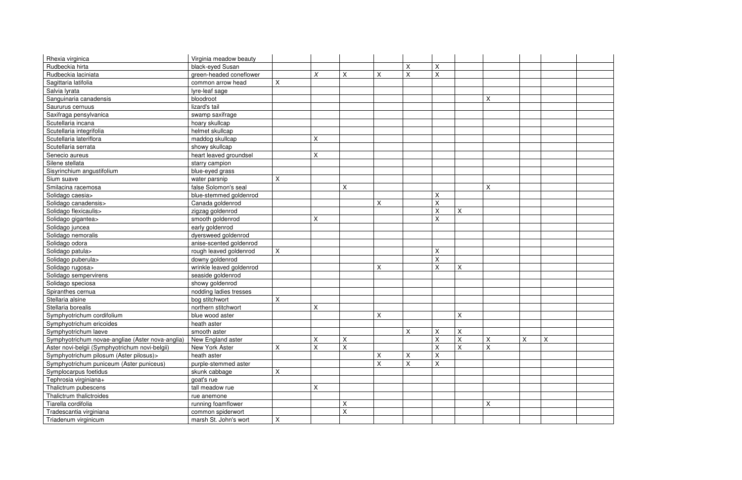| | | | | | | | | | | | | |
|---|---|---|---|---|---|---|---|---|---|---|---|---|
| Rhexia virginica | Virginia meadow beauty | | | | | | | | | | | |
| Rudbeckia hirta | black-eyed Susan | | | | | X | X | | | | | |
| Rudbeckia laciniata | green-headed coneflower | | X | X | X | X | X | | | | | |
| Sagittaria latifolia | common arrow head | X | | | | | | | | | | |
| Salvia lyrata | lyre-leaf sage | | | | | | | | | | | |
| Sanguinaria canadensis | bloodroot | | | | | | | | X | | | |
| Saururus cernuus | lizard's tail | | | | | | | | | | | |
| Saxifraga pensylvanica | swamp saxifrage | | | | | | | | | | | |
| Scutellaria incana | hoary skullcap | | | | | | | | | | | |
| Scutellaria integrifolia | helmet skullcap | | | | | | | | | | | |
| Scutellaria lateriflora | maddog skullcap | | X | | | | | | | | | |
| Scutellaria serrata | showy skullcap | | | | | | | | | | | |
| Senecio aureus | heart leaved groundsel | | X | | | | | | | | | |
| Silene stellata | starry campion | | | | | | | | | | | |
| Sisyrinchium angustifolium | blue-eyed grass | | | | | | | | | | | |
| Sium suave | water parsnip | X | | | | | | | | | | |
| Smilacina racemosa | false Solomon's seal | | | X | | | | | X | | | |
| Solidago caesia> | blue-stemmed goldenrod | | | | | | X | | | | | |
| Solidago canadensis> | Canada goldenrod | | | | X | | X | | | | | |
| Solidago flexicaulis> | zigzag goldenrod | | | | | | X | X | | | | |
| Solidago gigantea> | smooth goldenrod | | X | | | | X | | | | | |
| Solidago juncea | early goldenrod | | | | | | | | | | | |
| Solidago nemoralis | dyersweed goldenrod | | | | | | | | | | | |
| Solidago odora | anise-scented goldenrod | | | | | | | | | | | |
| Solidago patula> | rough leaved goldenrod | X | | | | | X | | | | | |
| Solidago puberula> | downy goldenrod | | | | | | X | | | | | |
| Solidago rugosa> | wrinkle leaved goldenrod | | | | X | | X | X | | | | |
| Solidago sempervirens | seaside goldenrod | | | | | | | | | | | |
| Solidago speciosa | showy goldenrod | | | | | | | | | | | |
| Spiranthes cernua | nodding ladies tresses | | | | | | | | | | | |
| Stellaria alsine | bog stitchwort | X | | | | | | | | | | |
| Stellaria borealis | northern stitchwort | | X | | | | | | | | | |
| Symphyotrichum cordifolium | blue wood aster | | | | X | | | X | | | | |
| Symphyotrichum ericoides | heath aster | | | | | | | | | | | |
| Symphyotrichum laeve | smooth aster | | | | | X | X | X | | | | |
| Symphyotrichum novae-angliae (Aster nova-anglia) | New England aster | | X | X | | | X | X | X | X | X | |
| Aster novi-belgii (Symphyotrichum novi-belgii) | New York Aster | X | X | X | | | X | X | X | | | |
| Symphyotrichum pilosum (Aster pilosus)> | heath aster | | | | X | X | X | | | | | |
| Symphyotrichum puniceum (Aster puniceus) | purple-stemmed aster | | | | X | X | X | | | | | |
| Symplocarpus foetidus | skunk cabbage | X | | | | | | | | | | |
| Tephrosia virginiana+ | goat's rue | | | | | | | | | | | |
| Thalictrum pubescens | tall meadow rue | | X | | | | | | | | | |
| Thalictrum thalictroides | rue anemone | | | | | | | | | | | |
| Tiarella cordifolia | running foamflower | | | X | | | | | X | | | |
| Tradescantia virginiana | common spiderwort | | | X | | | | | | | | |
| Triadenum virginicum | marsh St. John's wort | X | | | | | | | | | | |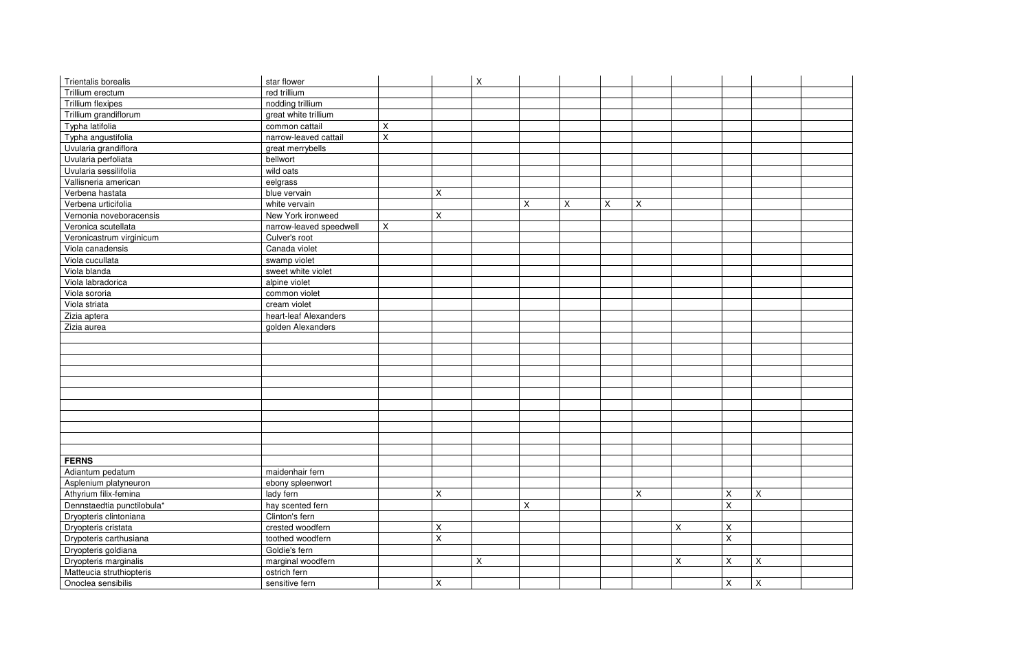| | | | | | | | | | | | | |
|---|---|---|---|---|---|---|---|---|---|---|---|---|
| Trientalis borealis | star flower | | | X | | | | | | | | |
| Trillium erectum | red trillium | | | | | | | | | | | |
| Trillium flexipes | nodding trillium | | | | | | | | | | | |
| Trillium grandiflorum | great white trillium | | | | | | | | | | | |
| Typha latifolia | common cattail | X | | | | | | | | | | |
| Typha angustifolia | narrow-leaved cattail | X | | | | | | | | | | |
| Uvularia grandiflora | great merrybells | | | | | | | | | | | |
| Uvularia perfoliata | bellwort | | | | | | | | | | | |
| Uvularia sessilifolia | wild oats | | | | | | | | | | | |
| Vallisneria american | eelgrass | | | | | | | | | | | |
| Verbena hastata | blue vervain | | X | | | | | | | | | |
| Verbena urticifolia | white vervain | | | | X | X | X | X | | | | |
| Vernonia noveboracensis | New York ironweed | | X | | | | | | | | | |
| Veronica scutellata | narrow-leaved speedwell | X | | | | | | | | | | |
| Veronicastrum virginicum | Culver's root | | | | | | | | | | | |
| Viola canadensis | Canada violet | | | | | | | | | | | |
| Viola cucullata | swamp violet | | | | | | | | | | | |
| Viola blanda | sweet white violet | | | | | | | | | | | |
| Viola labradorica | alpine violet | | | | | | | | | | | |
| Viola sororia | common violet | | | | | | | | | | | |
| Viola striata | cream violet | | | | | | | | | | | |
| Zizia aptera | heart-leaf Alexanders | | | | | | | | | | | |
| Zizia aurea | golden Alexanders | | | | | | | | | | | |
| | | | | | | | | | | | | |
| | | | | | | | | | | | | |
| | | | | | | | | | | | | |
| | | | | | | | | | | | | |
| | | | | | | | | | | | | |
| | | | | | | | | | | | | |
| | | | | | | | | | | | | |
| | | | | | | | | | | | | |
| | | | | | | | | | | | | |
| | | | | | | | | | | | | |
| | | | | | | | | | | | | |
| **FERNS** | | | | | | | | | | | | |
| Adiantum pedatum | maidenhair fern | | | | | | | | | | | |
| Asplenium platyneuron | ebony spleenwort | | | | | | | | | | | |
| Athyrium filix-femina | lady fern | | X | | | | | X | | X | X | |
| Dennstaedtia punctilobula* | hay scented fern | | | | X | | | | | X | | |
| Dryopteris clintoniana | Clinton's fern | | | | | | | | | | | |
| Dryopteris cristata | crested woodfern | | X | | | | | | X | X | | |
| Drypoteris carthusiana | toothed woodfern | | X | | | | | | | X | | |
| Dryopteris goldiana | Goldie's fern | | | | | | | | | | | |
| Dryopteris marginalis | marginal woodfern | | | X | | | | | X | X | X | |
| Matteucia struthiopteris | ostrich fern | | | | | | | | | | | |
| Onoclea sensibilis | sensitive fern | | X | | | | | | | X | X | |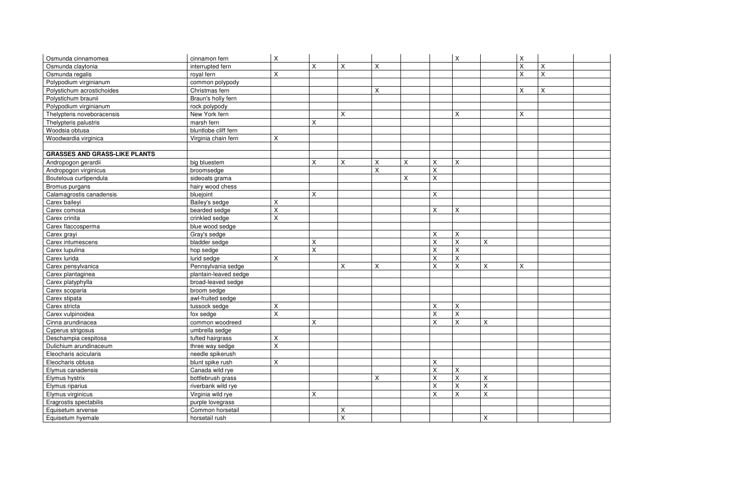| | | | | | | | | | | | | |
|---|---|---|---|---|---|---|---|---|---|---|---|---|
| Osmunda cinnamomea | cinnamon fern | X | | | | | | X | | X | | |
| Osmunda claytonia | interrupted fern | | X | X | X | | | | | X | X | |
| Osmunda regalis | royal fern | X | | | | | | | | X | X | |
| Polypodium virginianum | common polypody | | | | | | | | | | | |
| Polystichum acrostichoides | Christmas fern | | | | X | | | | | X | X | |
| Polystichum braunii | Braun's holly fern | | | | | | | | | | | |
| Polypodium virginianum | rock polypody | | | | | | | | | | | |
| Thelypteris noveboracensis | New York fern | | | X | | | | X | | X | | |
| Thelypteris palustris | marsh fern | | X | | | | | | | | | |
| Woodsia obtusa | bluntlobe cliff fern | | | | | | | | | | | |
| Woodwardia virginica | Virginia chain fern | X | | | | | | | | | | |
| | | | | | | | | | | | | |
| **GRASSES AND GRASS-LIKE PLANTS** | | | | | | | | | | | | |
| Andropogon gerardii | big bluestem | | X | X | X | X | X | X | | | | |
| Andropogon virginicus | broomsedge | | | | X | | X | | | | | |
| Bouteloua curtipendula | sideoats grama | | | | | X | X | | | | | |
| Bromus purgans | hairy wood chess | | | | | | | | | | | |
| Calamagrostis canadensis | bluejoint | | X | | | | X | | | | | |
| Carex baileyi | Bailey's sedge | X | | | | | | | | | | |
| Carex comosa | bearded sedge | X | | | | | X | X | | | | |
| Carex crinita | crinkled sedge | X | | | | | | | | | | |
| Carex flaccosperma | blue wood sedge | | | | | | | | | | | |
| Carex grayi | Gray's sedge | | | | | | X | X | | | | |
| Carex intumescens | bladder sedge | | X | | | | X | X | X | | | |
| Carex lupulina | hop sedge | | X | | | | X | X | | | | |
| Carex lurida | lurid sedge | X | | | | | X | X | | | | |
| Carex pensylvanica | Pennsylvania sedge | | | X | X | | X | X | X | X | | |
| Carex plantaginea | plantain-leaved sedge | | | | | | | | | | | |
| Carex platyphylla | broad-leaved sedge | | | | | | | | | | | |
| Carex scoparia | broom sedge | | | | | | | | | | | |
| Carex stipata | awl-fruited sedge | | | | | | | | | | | |
| Carex stricta | tussock sedge | X | | | | | X | X | | | | |
| Carex vulpinoidea | fox sedge | X | | | | | X | X | | | | |
| Cinna arundinacea | common woodreed | | X | | | | X | X | X | | | |
| Cyperus strigosus | umbrella sedge | | | | | | | | | | | |
| Deschampia cespitosa | tufted hairgrass | X | | | | | | | | | | |
| Dulichium arundinaceum | three way sedge | X | | | | | | | | | | |
| Eleocharis acicularis | needle spikerush | | | | | | | | | | | |
| Eleocharis obtusa | blunt spike rush | X | | | | | X | | | | | |
| Elymus canadensis | Canada wild rye | | | | | | X | X | | | | |
| Elymus hystrix | bottlebrush grass | | | | X | | X | X | X | | | |
| Elymus riparius | riverbank wild rye | | | | | | X | X | X | | | |
| Elymus virginicus | Virginia wild rye | | X | | | | X | X | X | | | |
| Eragrostis spectabilis | purple lovegrass | | | | | | | | | | | |
| Equisetum arvense | Common horsetail | | | X | | | | | | | | |
| Equisetum hyemale | horsetail rush | | | X | | | | | X | | | |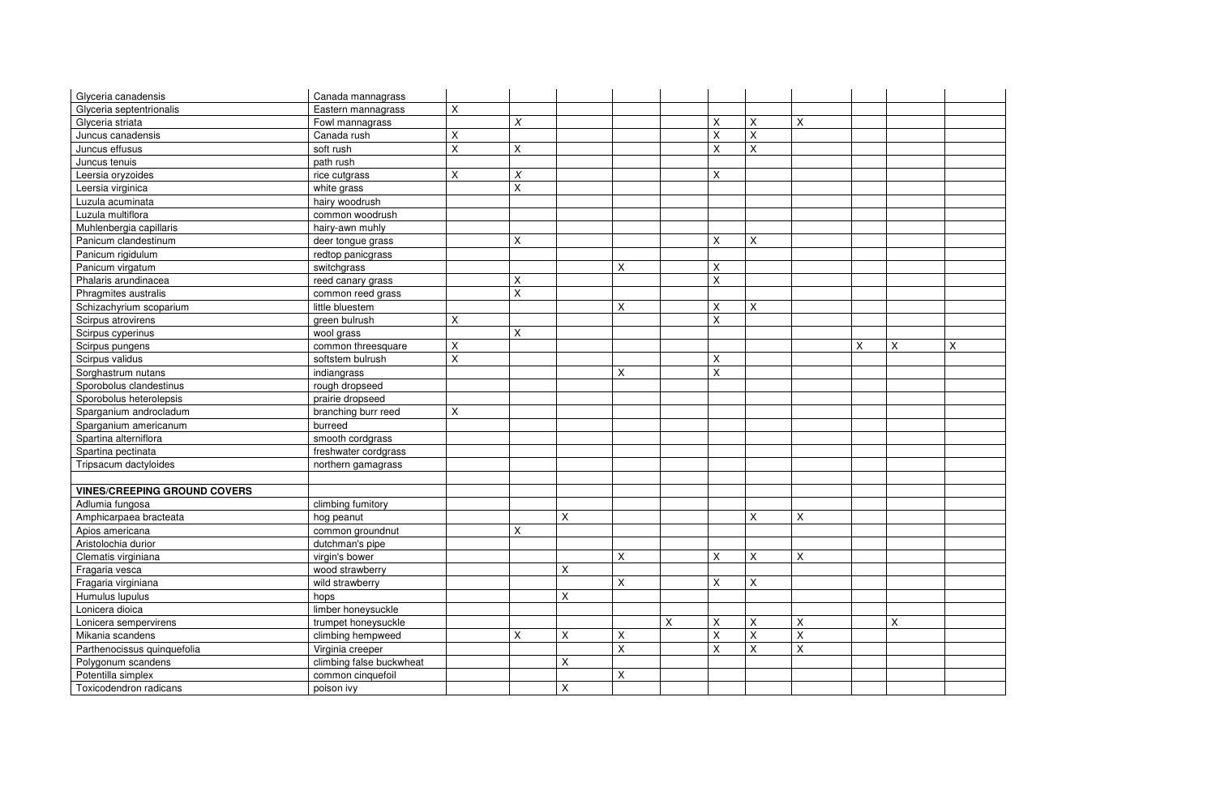| | | | | | | | | | | | | |
|---|---|---|---|---|---|---|---|---|---|---|---|---|
| Glyceria canadensis | Canada mannagrass | | | | | | | | | | | |
| Glyceria septentrionalis | Eastern mannagrass | X | | | | | | | | | | |
| Glyceria striata | Fowl mannagrass | | *X* | | | | X | X | X | | | |
| Juncus canadensis | Canada rush | X | | | | | X | X | | | | |
| Juncus effusus | soft rush | X | X | | | | X | X | | | | |
| Juncus tenuis | path rush | | | | | | | | | | | |
| Leersia oryzoides | rice cutgrass | X | *X* | | | | X | | | | | |
| Leersia virginica | white grass | | X | | | | | | | | | |
| Luzula acuminata | hairy woodrush | | | | | | | | | | | |
| Luzula multiflora | common woodrush | | | | | | | | | | | |
| Muhlenbergia capillaris | hairy-awn muhly | | | | | | | | | | | |
| Panicum clandestinum | deer tongue grass | | X | | | | X | X | | | | |
| Panicum rigidulum | redtop panicgrass | | | | | | | | | | | |
| Panicum virgatum | switchgrass | | | | X | | X | | | | | |
| Phalaris arundinacea | reed canary grass | | X | | | | X | | | | | |
| Phragmites australis | common reed grass | | X | | | | | | | | | |
| Schizachyrium scoparium | little bluestem | | | | X | | X | X | | | | |
| Scirpus atrovirens | green bulrush | X | | | | | X | | | | | |
| Scirpus cyperinus | wool grass | | X | | | | | | | | | |
| Scirpus pungens | common threesquare | X | | | | | | | | X | X | X |
| Scirpus validus | softstem bulrush | X | | | | | X | | | | | |
| Sorghastrum nutans | indiangrass | | | | X | | X | | | | | |
| Sporobolus clandestinus | rough dropseed | | | | | | | | | | | |
| Sporobolus heterolepsis | prairie dropseed | | | | | | | | | | | |
| Sparganium androcladum | branching burr reed | X | | | | | | | | | | |
| Sparganium americanum | burreed | | | | | | | | | | | |
| Spartina alterniflora | smooth cordgrass | | | | | | | | | | | |
| Spartina pectinata | freshwater cordgrass | | | | | | | | | | | |
| Tripsacum dactyloides | northern gamagrass | | | | | | | | | | | |
| | | | | | | | | | | | | |
| **VINES/CREEPING GROUND COVERS** | | | | | | | | | | | | |
| Adlumia fungosa | climbing fumitory | | | | | | | | | | | |
| Amphicarpaea bracteata | hog peanut | | | X | | | | X | X | | | |
| Apios americana | common groundnut | | X | | | | | | | | | |
| Aristolochia durior | dutchman's pipe | | | | | | | | | | | |
| Clematis virginiana | virgin's bower | | | | X | | X | X | X | | | |
| Fragaria vesca | wood strawberry | | | X | | | | | | | | |
| Fragaria virginiana | wild strawberry | | | | X | | X | X | | | | |
| Humulus lupulus | hops | | | X | | | | | | | | |
| Lonicera dioica | limber honeysuckle | | | | | | | | | | | |
| Lonicera sempervirens | trumpet honeysuckle | | | | | X | X | X | X | | X | |
| Mikania scandens | climbing hempweed | | X | X | X | | X | X | X | | | |
| Parthenocissus quinquefolia | Virginia creeper | | | | X | | X | X | X | | | |
| Polygonum scandens | climbing false buckwheat | | | X | | | | | | | | |
| Potentilla simplex | common cinquefoil | | | | X | | | | | | | |
| Toxicodendron radicans | poison ivy | | | X | | | | | | | | |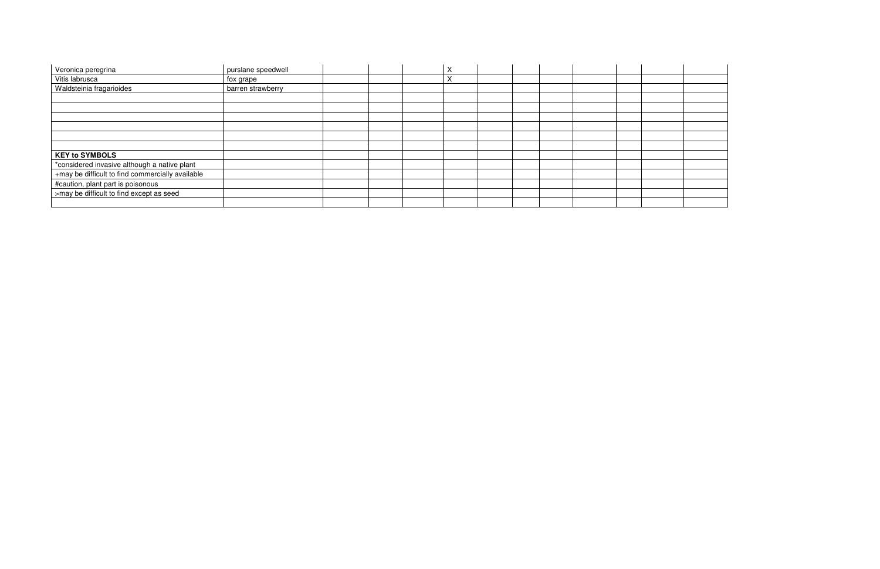| | | | | | | | | | | | | |
|---|---|---|---|---|---|---|---|---|---|---|---|---|
| Veronica peregrina | purslane speedwell | | | | X | | | | | | | |
| Vitis labrusca | fox grape | | | | X | | | | | | | |
| Waldsteinia fragarioides | barren strawberry | | | | | | | | | | | |
| | | | | | | | | | | | | |
| | | | | | | | | | | | | |
| | | | | | | | | | | | | |
| | | | | | | | | | | | | |
| | | | | | | | | | | | | |
| | | | | | | | | | | | | |
| **KEY to SYMBOLS** | | | | | | | | | | | | |
| *considered invasive although a native plant | | | | | | | | | | | | |
| +may be difficult to find commercially available | | | | | | | | | | | | |
| #caution, plant part is poisonous | | | | | | | | | | | | |
| >may be difficult to find except as seed | | | | | | | | | | | | |
| | | | | | | | | | | | | |